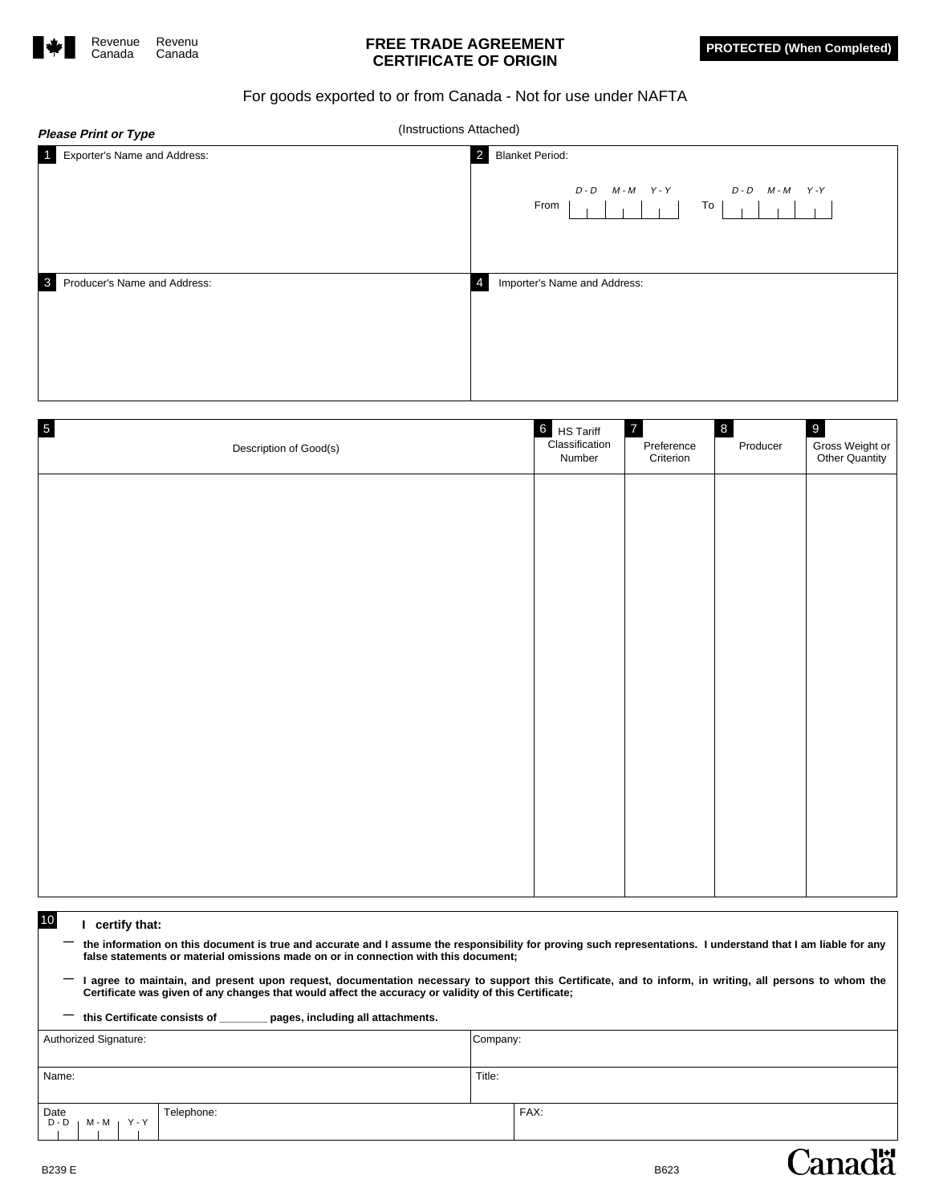Revenue Canada Revenu Canada

# FREE TRADE AGREEMENT CERTIFICATE OF ORIGIN

**PROTECTED (When Completed)**

For goods exported to or from Canada - Not for use under NAFTA

***Please Print or Type***

(Instructions Attached)

| | |
|---|---|
| 1 Exporter's Name and Address: | 2 Blanket Period: From D-D M-M Y-Y To D-D M-M Y-Y |
| 3 Producer's Name and Address: | 4 Importer's Name and Address: |

| 5 Description of Good(s) | 6 HS Tariff Classification Number | 7 Preference Criterion | 8 Producer | 9 Gross Weight or Other Quantity |
|---|---|---|---|---|
| | | | | |

10 **I certify that:**

- **the information on this document is true and accurate and I assume the responsibility for proving such representations. I understand that I am liable for any false statements or material omissions made on or in connection with this document;**
- **I agree to maintain, and present upon request, documentation necessary to support this Certificate, and to inform, in writing, all persons to whom the Certificate was given of any changes that would affect the accuracy or validity of this Certificate;**
- **this Certificate consists of ________ pages, including all attachments.**

| | | |
|---|---|---|
| Authorized Signature: | Company: | |
| Name: | Title: | |
| Date D-D M-M Y-Y | Telephone: | FAX: |

B239 E B623

Canada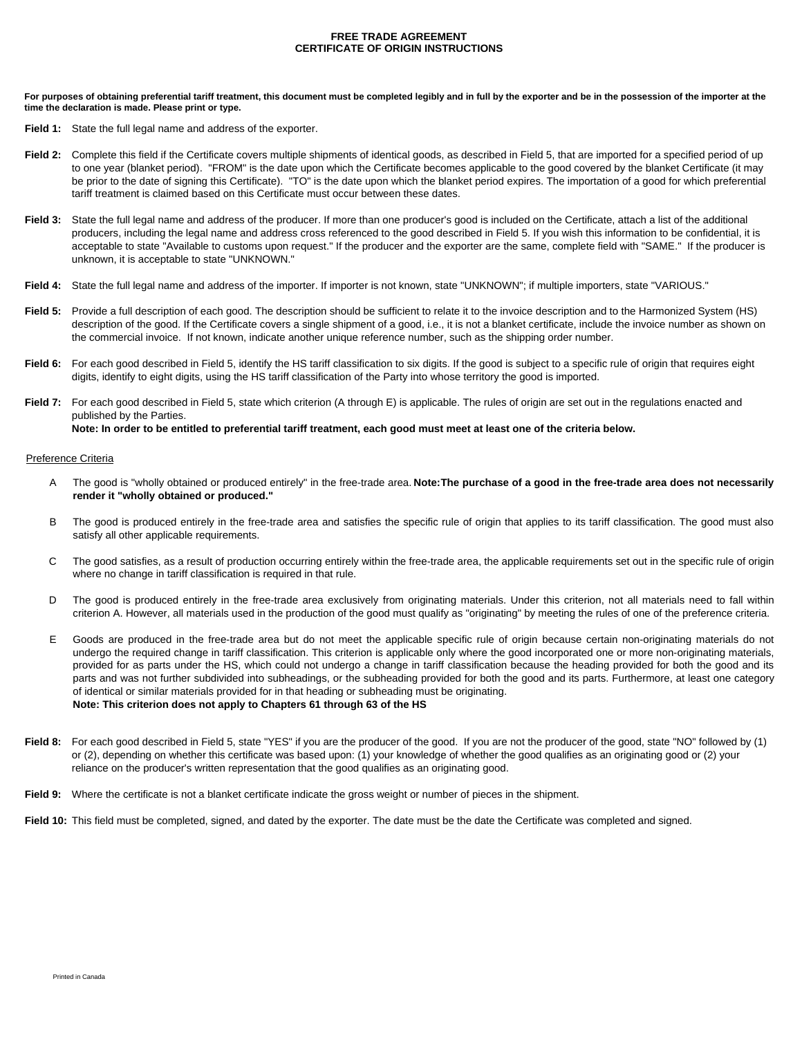# FREE TRADE AGREEMENT
# CERTIFICATE OF ORIGIN INSTRUCTIONS

**For purposes of obtaining preferential tariff treatment, this document must be completed legibly and in full by the exporter and be in the possession of the importer at the time the declaration is made. Please print or type.**

**Field 1:** State the full legal name and address of the exporter.

**Field 2:** Complete this field if the Certificate covers multiple shipments of identical goods, as described in Field 5, that are imported for a specified period of up to one year (blanket period). "FROM" is the date upon which the Certificate becomes applicable to the good covered by the blanket Certificate (it may be prior to the date of signing this Certificate). "TO" is the date upon which the blanket period expires. The importation of a good for which preferential tariff treatment is claimed based on this Certificate must occur between these dates.

**Field 3:** State the full legal name and address of the producer. If more than one producer's good is included on the Certificate, attach a list of the additional producers, including the legal name and address cross referenced to the good described in Field 5. If you wish this information to be confidential, it is acceptable to state "Available to customs upon request." If the producer and the exporter are the same, complete field with "SAME." If the producer is unknown, it is acceptable to state "UNKNOWN."

**Field 4:** State the full legal name and address of the importer. If importer is not known, state "UNKNOWN"; if multiple importers, state "VARIOUS."

**Field 5:** Provide a full description of each good. The description should be sufficient to relate it to the invoice description and to the Harmonized System (HS) description of the good. If the Certificate covers a single shipment of a good, i.e., it is not a blanket certificate, include the invoice number as shown on the commercial invoice. If not known, indicate another unique reference number, such as the shipping order number.

**Field 6:** For each good described in Field 5, identify the HS tariff classification to six digits. If the good is subject to a specific rule of origin that requires eight digits, identify to eight digits, using the HS tariff classification of the Party into whose territory the good is imported.

**Field 7:** For each good described in Field 5, state which criterion (A through E) is applicable. The rules of origin are set out in the regulations enacted and published by the Parties.
**Note: In order to be entitled to preferential tariff treatment, each good must meet at least one of the criteria below.**

Preference Criteria

A The good is "wholly obtained or produced entirely" in the free-trade area. **Note:The purchase of a good in the free-trade area does not necessarily render it "wholly obtained or produced."**

B The good is produced entirely in the free-trade area and satisfies the specific rule of origin that applies to its tariff classification. The good must also satisfy all other applicable requirements.

C The good satisfies, as a result of production occurring entirely within the free-trade area, the applicable requirements set out in the specific rule of origin where no change in tariff classification is required in that rule.

D The good is produced entirely in the free-trade area exclusively from originating materials. Under this criterion, not all materials need to fall within criterion A. However, all materials used in the production of the good must qualify as "originating" by meeting the rules of one of the preference criteria.

E Goods are produced in the free-trade area but do not meet the applicable specific rule of origin because certain non-originating materials do not undergo the required change in tariff classification. This criterion is applicable only where the good incorporated one or more non-originating materials, provided for as parts under the HS, which could not undergo a change in tariff classification because the heading provided for both the good and its parts and was not further subdivided into subheadings, or the subheading provided for both the good and its parts. Furthermore, at least one category of identical or similar materials provided for in that heading or subheading must be originating.
**Note: This criterion does not apply to Chapters 61 through 63 of the HS**

**Field 8:** For each good described in Field 5, state "YES" if you are the producer of the good. If you are not the producer of the good, state "NO" followed by (1) or (2), depending on whether this certificate was based upon: (1) your knowledge of whether the good qualifies as an originating good or (2) your reliance on the producer's written representation that the good qualifies as an originating good.

**Field 9:** Where the certificate is not a blanket certificate indicate the gross weight or number of pieces in the shipment.

**Field 10:** This field must be completed, signed, and dated by the exporter. The date must be the date the Certificate was completed and signed.

Printed in Canada